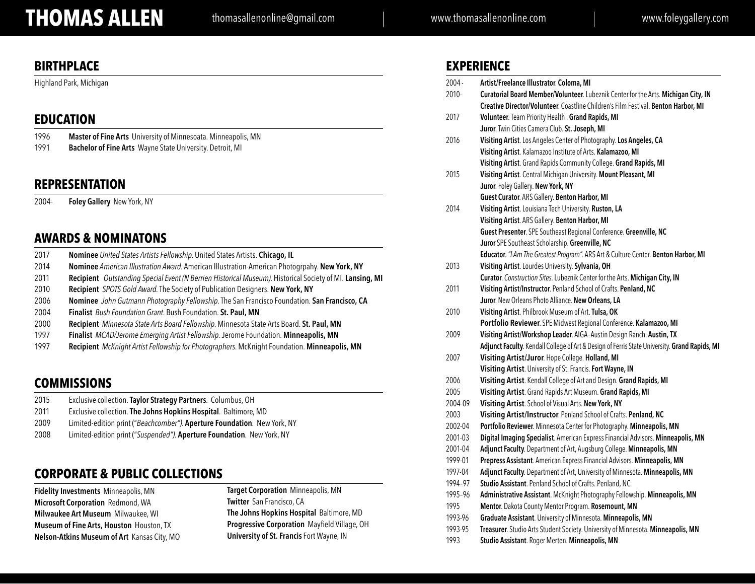# THOMAS ALLEN

thomasallenonline@gmail.com | www.thomasallenonline.com | www.foleygallery.com

## BIRTHPLACE

Highland Park, Michigan

## EDUCATION

1996 **Master of Fine Arts** University of Minnesoata. Minneapolis, MN
1991 **Bachelor of Fine Arts** Wayne State University. Detroit, MI

## REPRESENTATION

2004- **Foley Gallery** New York, NY

## AWARDS & NOMINATONS

2017 **Nominee** *United States Artists Fellowship.* United States Artists. **Chicago, IL**
2014 **Nominee** *American Illustration Award.* American Illustration-American Photogrpahy. **New York, NY**
2011 **Recipient** *Outstanding Special Event (N Berrien Historical Museum).* Historical Society of MI. **Lansing, MI**
2010 **Recipient** *SPOTS Gold Award.* The Society of Publication Designers. **New York, NY**
2006 **Nominee** *John Gutmann Photography Fellowship.* The San Francisco Foundation. **San Francisco, CA**
2004 **Finalist** *Bush Foundation Grant.* Bush Foundation. **St. Paul, MN**
2000 **Recipient** *Minnesota State Arts Board Fellowship.* Minnesota State Arts Board. **St. Paul, MN**
1997 **Finalist** *MCAD/Jerome Emerging Artist Fellowship.* Jerome Foundation. **Minneapolis, MN**
1997 **Recipient** *McKnight Artist Fellowship for Photographers.* McKnight Foundation. **Minneapolis, MN**

## COMMISSIONS

2015 Exclusive collection. **Taylor Strategy Partners**. Columbus, OH
2011 Exclusive collection. **The Johns Hopkins Hospital**. Baltimore, MD
2009 Limited-edition print ("*Beachcomber"*). **Aperture Foundation**. New York, NY
2008 Limited-edition print ("*Suspended"*). **Aperture Foundation**. New York, NY

## CORPORATE & PUBLIC COLLECTIONS

**Fidelity Investments** Minneapolis, MN
**Microsoft Corporation** Redmond, WA
**Milwaukee Art Museum** Milwaukee, WI
**Museum of Fine Arts, Houston** Houston, TX
**Nelson-Atkins Museum of Art** Kansas City, MO
**Target Corporation** Minneapolis, MN
**Twitter** San Francisco, CA
**The Johns Hopkins Hospital** Baltimore, MD
**Progressive Corporation** Mayfield Village, OH
**University of St. Francis** Fort Wayne, IN

## EXPERIENCE

2004 - **Artist/Freelance Illustrator**. **Coloma, MI**
2010- **Curatorial Board Member/Volunteer**. Lubeznik Center for the Arts. **Michigan City, IN**
**Creative Director/Volunteer**. Coastline Children's Film Festival. **Benton Harbor, MI**
2017 **Volunteer**. Team Priority Health . **Grand Rapids, MI**
**Juror**. Twin Cities Camera Club. **St. Joseph, MI**
2016 **Visiting Artist**. Los Angeles Center of Photography. **Los Angeles, CA**
**Visiting Artist**. Kalamazoo Institute of Arts. **Kalamazoo, MI**
**Visiting Artist**. Grand Rapids Community College. **Grand Rapids, MI**
2015 **Visiting Artist**. Central Michigan University. **Mount Pleasant, MI**
**Juror**. Foley Gallery. **New York, NY**
**Guest Curator**. ARS Gallery. **Benton Harbor, MI**
2014 **Visiting Artist**. Louisiana Tech University. **Ruston, LA**
**Visiting Artist**. ARS Gallery. **Benton Harbor, MI**
**Guest Presenter**. SPE Southeast Regional Conference. **Greenville, NC**
**Juror** SPE Southeast Scholarship. **Greenville, NC**
**Educator**. *"I Am The Greatest Program"*. ARS Art & Culture Center. **Benton Harbor, MI**
2013 **Visiting Artist**. Lourdes University. **Sylvania, OH**
**Curator**. *Construction Sites*. Lubeznik Center for the Arts. **Michigan City, IN**
2011 **Visiting Artist/Instructor**. Penland School of Crafts. **Penland, NC**
**Juror**. New Orleans Photo Alliance. **New Orleans, LA**
2010 **Visiting Artist**. Philbrook Museum of Art. **Tulsa, OK**
**Portfolio Reviewer**. SPE Midwest Regional Conference. **Kalamazoo, MI**
2009 **Visiting Artist/Workshop Leader**. AIGA–Austin Design Ranch. **Austin, TX**
**Adjunct Faculty**. Kendall College of Art & Design of Ferris State University. **Grand Rapids, MI**
2007 **Visiting Artist/Juror**. Hope College. **Holland, MI**
**Visiting Artist**. University of St. Francis. **Fort Wayne, IN**
2006 **Visiting Artist**. Kendall College of Art and Design. **Grand Rapids, MI**
2005 **Visiting Artist**. Grand Rapids Art Museum. **Grand Rapids, MI**
2004-09 **Visiting Artist**. School of Visual Arts. **New York, NY**
2003 **Visiting Artist/Instructor**. Penland School of Crafts. **Penland, NC**
2002-04 **Portfolio Reviewer**. Minnesota Center for Photography. **Minneapolis, MN**
2001-03 **Digital Imaging Specialist**. American Express Financial Advisors. **Minneapolis, MN**
2001-04 **Adjunct Faculty**. Department of Art, Augsburg College. **Minneapolis, MN**
1999-01 **Prepress Assistant**. American Express Financial Advisors. **Minneapolis, MN**
1997-04 **Adjunct Faculty**. Department of Art, University of Minnesota. **Minneapolis, MN**
1994–97 **Studio Assistant**. Penland School of Crafts. Penland, NC
1995–96 **Administrative Assistant**. McKnight Photography Fellowship. **Minneapolis, MN**
1995 **Mentor**. Dakota County Mentor Program. **Rosemount, MN**
1993-96 **Graduate Assistant**. University of Minnesota. **Minneapolis, MN**
1993-95 **Treasurer**. Studio Arts Student Society. University of Minnesota. **Minneapolis, MN**
1993 **Studio Assistant**. Roger Merten. **Minneapolis, MN**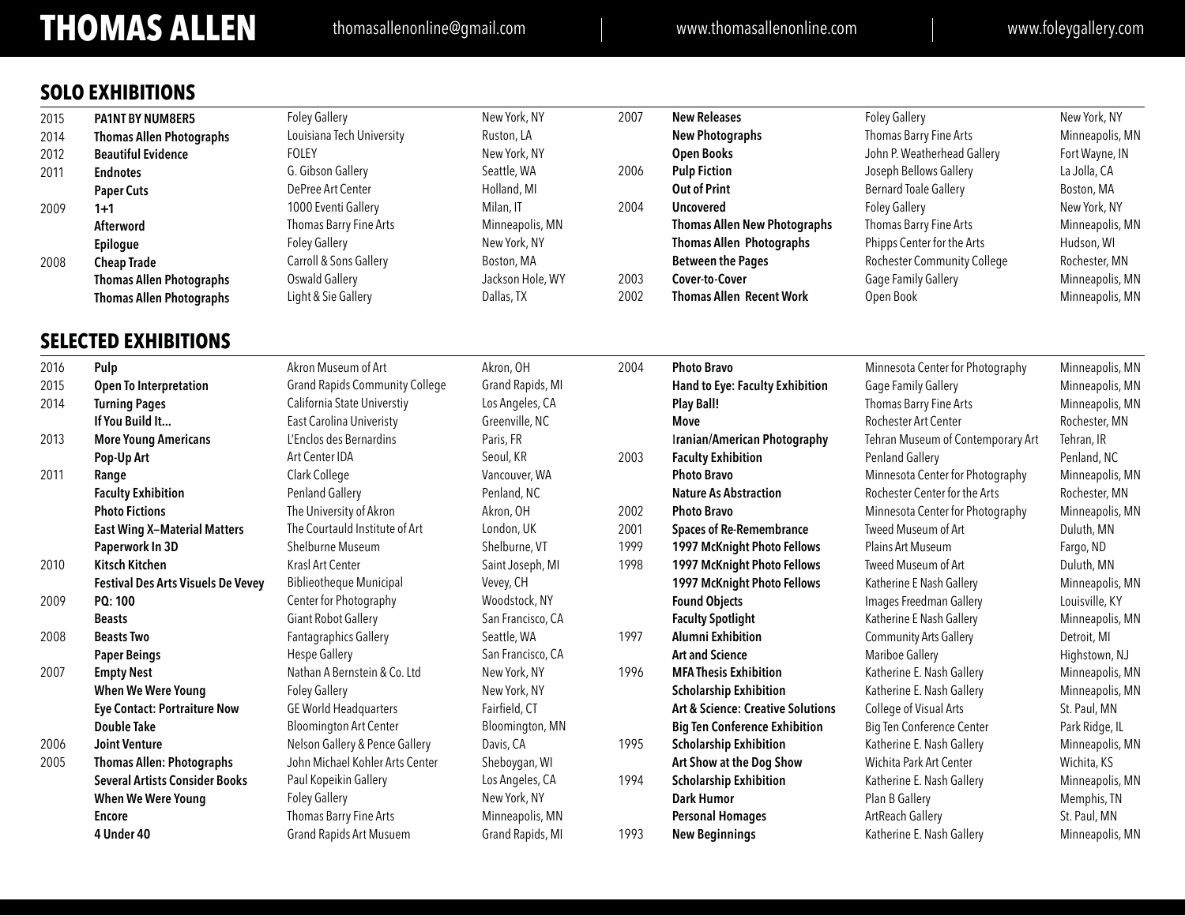# THOMAS ALLEN

thomasallenonline@gmail.com | www.thomasallenonline.com | www.foleygallery.com

## SOLO EXHIBITIONS

| Year | Title | Venue | Location |
|---|---|---|---|
| 2015 | **PA1NT BY NUM8ER5** | Foley Gallery | New York, NY |
| 2014 | **Thomas Allen Photographs** | Louisiana Tech University | Ruston, LA |
| 2012 | **Beautiful Evidence** | FOLEY | New York, NY |
| 2011 | **Endnotes** | G. Gibson Gallery | Seattle, WA |
| | **Paper Cuts** | DePree Art Center | Holland, MI |
| 2009 | **1+1** | 1000 Eventi Gallery | Milan, IT |
| | **Afterword** | Thomas Barry Fine Arts | Minneapolis, MN |
| | **Epilogue** | Foley Gallery | New York, NY |
| 2008 | **Cheap Trade** | Carroll & Sons Gallery | Boston, MA |
| | **Thomas Allen Photographs** | Oswald Gallery | Jackson Hole, WY |
| | **Thomas Allen Photographs** | Light & Sie Gallery | Dallas, TX |
| 2007 | **New Releases** | Foley Gallery | New York, NY |
| | **New Photographs** | Thomas Barry Fine Arts | Minneapolis, MN |
| | **Open Books** | John P. Weatherhead Gallery | Fort Wayne, IN |
| 2006 | **Pulp Fiction** | Joseph Bellows Gallery | La Jolla, CA |
| | **Out of Print** | Bernard Toale Gallery | Boston, MA |
| 2004 | **Uncovered** | Foley Gallery | New York, NY |
| | **Thomas Allen New Photographs** | Thomas Barry Fine Arts | Minneapolis, MN |
| | **Thomas Allen Photographs** | Phipps Center for the Arts | Hudson, WI |
| | **Between the Pages** | Rochester Community College | Rochester, MN |
| 2003 | **Cover-to-Cover** | Gage Family Gallery | Minneapolis, MN |
| 2002 | **Thomas Allen Recent Work** | Open Book | Minneapolis, MN |

## SELECTED EXHIBITIONS

| Year | Title | Venue | Location |
|---|---|---|---|
| 2016 | **Pulp** | Akron Museum of Art | Akron, OH |
| 2015 | **Open To Interpretation** | Grand Rapids Community College | Grand Rapids, MI |
| 2014 | **Turning Pages** | California State Universtiy | Los Angeles, CA |
| | **If You Build It...** | East Carolina Univeristy | Greenville, NC |
| 2013 | **More Young Americans** | L'Enclos des Bernardins | Paris, FR |
| | **Pop-Up Art** | Art Center IDA | Seoul, KR |
| 2011 | **Range** | Clark College | Vancouver, WA |
| | **Faculty Exhibition** | Penland Gallery | Penland, NC |
| | **Photo Fictions** | The University of Akron | Akron, OH |
| | **East Wing X–Material Matters** | The Courtauld Institute of Art | London, UK |
| | **Paperwork In 3D** | Shelburne Museum | Shelburne, VT |
| 2010 | **Kitsch Kitchen** | Krasl Art Center | Saint Joseph, MI |
| | **Festival Des Arts Visuels De Vevey** | Biblieotheque Municipal | Vevey, CH |
| 2009 | **PQ: 100** | Center for Photography | Woodstock, NY |
| | **Beasts** | Giant Robot Gallery | San Francisco, CA |
| 2008 | **Beasts Two** | Fantagraphics Gallery | Seattle, WA |
| | **Paper Beings** | Hespe Gallery | San Francisco, CA |
| 2007 | **Empty Nest** | Nathan A Bernstein & Co. Ltd | New York, NY |
| | **When We Were Young** | Foley Gallery | New York, NY |
| | **Eye Contact: Portraiture Now** | GE World Headquarters | Fairfield, CT |
| | **Double Take** | Bloomington Art Center | Bloomington, MN |
| 2006 | **Joint Venture** | Nelson Gallery & Pence Gallery | Davis, CA |
| 2005 | **Thomas Allen: Photographs** | John Michael Kohler Arts Center | Sheboygan, WI |
| | **Several Artists Consider Books** | Paul Kopeikin Gallery | Los Angeles, CA |
| | **When We Were Young** | Foley Gallery | New York, NY |
| | **Encore** | Thomas Barry Fine Arts | Minneapolis, MN |
| | **4 Under 40** | Grand Rapids Art Musuem | Grand Rapids, MI |
| 2004 | **Photo Bravo** | Minnesota Center for Photography | Minneapolis, MN |
| | **Hand to Eye: Faculty Exhibition** | Gage Family Gallery | Minneapolis, MN |
| | **Play Ball!** | Thomas Barry Fine Arts | Minneapolis, MN |
| | **Move** | Rochester Art Center | Rochester, MN |
| | **Iranian/American Photography** | Tehran Museum of Contemporary Art | Tehran, IR |
| 2003 | **Faculty Exhibition** | Penland Gallery | Penland, NC |
| | **Photo Bravo** | Minnesota Center for Photography | Minneapolis, MN |
| | **Nature As Abstraction** | Rochester Center for the Arts | Rochester, MN |
| 2002 | **Photo Bravo** | Minnesota Center for Photography | Minneapolis, MN |
| 2001 | **Spaces of Re-Remembrance** | Tweed Museum of Art | Duluth, MN |
| 1999 | **1997 McKnight Photo Fellows** | Plains Art Museum | Fargo, ND |
| 1998 | **1997 McKnight Photo Fellows** | Tweed Museum of Art | Duluth, MN |
| | **1997 McKnight Photo Fellows** | Katherine E Nash Gallery | Minneapolis, MN |
| | **Found Objects** | Images Freedman Gallery | Louisville, KY |
| | **Faculty Spotlight** | Katherine E Nash Gallery | Minneapolis, MN |
| 1997 | **Alumni Exhibition** | Community Arts Gallery | Detroit, MI |
| | **Art and Science** | Mariboe Gallery | Highstown, NJ |
| 1996 | **MFA Thesis Exhibition** | Katherine E. Nash Gallery | Minneapolis, MN |
| | **Scholarship Exhibition** | Katherine E. Nash Gallery | Minneapolis, MN |
| | **Art & Science: Creative Solutions** | College of Visual Arts | St. Paul, MN |
| | **Big Ten Conference Exhibition** | Big Ten Conference Center | Park Ridge, IL |
| 1995 | **Scholarship Exhibition** | Katherine E. Nash Gallery | Minneapolis, MN |
| | **Art Show at the Dog Show** | Wichita Park Art Center | Wichita, KS |
| 1994 | **Scholarship Exhibition** | Katherine E. Nash Gallery | Minneapolis, MN |
| | **Dark Humor** | Plan B Gallery | Memphis, TN |
| | **Personal Homages** | ArtReach Gallery | St. Paul, MN |
| 1993 | **New Beginnings** | Katherine E. Nash Gallery | Minneapolis, MN |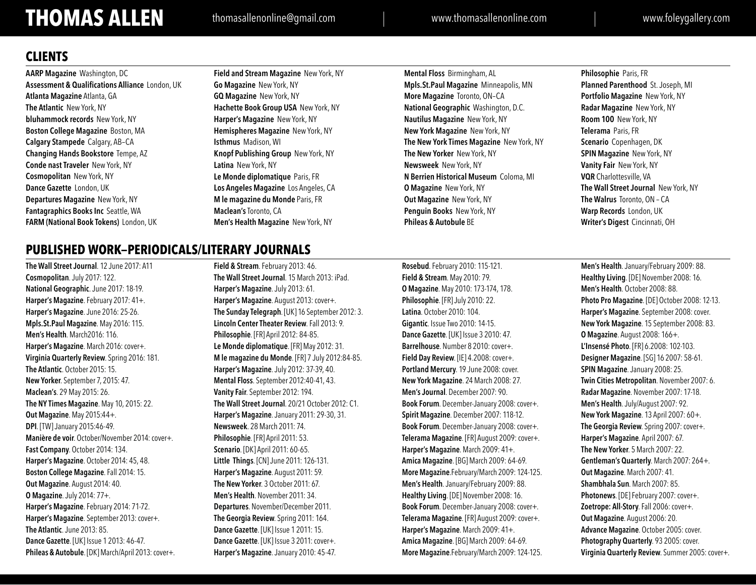# THOMAS ALLEN

thomasallenonline@gmail.com | www.thomasallenonline.com | www.foleygallery.com

## CLIENTS

**AARP Magazine** Washington, DC
**Assessment & Qualifications Alliance** London, UK
**Atlanta Magazine** Atlanta, GA
**The Atlantic** New York, NY
**bluhammock records** New York, NY
**Boston College Magazine** Boston, MA
**Calgary Stampede** Calgary, AB–CA
**Changing Hands Bookstore** Tempe, AZ
**Conde nast Traveler** New York, NY
**Cosmopolitan** New York, NY
**Dance Gazette** London, UK
**Departures Magazine** New York, NY
**Fantagraphics Books Inc** Seattle, WA
**FARM (National Book Tokens)** London, UK
**Field and Stream Magazine** New York, NY
**Go Magazine** New York, NY
**GQ Magazine** New York, NY
**Hachette Book Group USA** New York, NY
**Harper's Magazine** New York, NY
**Hemispheres Magazine** New York, NY
**Isthmus** Madison, WI
**Knopf Publishing Group** New York, NY
**Latina** New York, NY
**Le Monde diplomatique** Paris, FR
**Los Angeles Magazine** Los Angeles, CA
**M le magazine du Monde** Paris, FR
**Maclean's** Toronto, CA
**Men's Health Magazine** New York, NY
**Mental Floss** Birmingham, AL
**Mpls.St.Paul Magazine** Minneapolis, MN
**More Magazine** Toronto, ON–CA
**National Geographic** Washington, D.C.
**Nautilus Magazine** New York, NY
**New York Magazine** New York, NY
**The New York Times Magazine** New York, NY
**The New Yorker** New York, NY
**Newsweek** New York, NY
**N Berrien Historical Museum** Coloma, MI
**O Magazine** New York, NY
**Out Magazine** New York, NY
**Penguin Books** New York, NY
**Phileas & Autobule** BE
**Philosophie** Paris, FR
**Planned Parenthood** St. Joseph, MI
**Portfolio Magazine** New York, NY
**Radar Magazine** New York, NY
**Room 100** New York, NY
**Telerama** Paris, FR
**Scenario** Copenhagen, DK
**SPIN Magazine** New York, NY
**Vanity Fair** New York, NY
**VQR** Charlottesville, VA
**The Wall Street Journal** New York, NY
**The Walrus** Toronto, ON – CA
**Warp Records** London, UK
**Writer's Digest** Cincinnati, OH

## PUBLISHED WORK–PERIODICALS/LITERARY JOURNALS

**The Wall Street Journal**. 12 June 2017: A11
**Cosmopolitan**. July 2017: 122.
**National Geographic**. June 2017: 18-19.
**Harper's Magazine**. February 2017: 41+.
**Harper's Magazine**. June 2016: 25-26.
**Mpls.St.Paul Magazine**. May 2016: 115.
**Men's Health**. March2016: 116.
**Harper's Magazine**. March 2016: cover+.
**Virginia Quarterly Review**. Spring 2016: 181.
**The Atlantic**. October 2015: 15.
**New Yorker**. September 7, 2015: 47.
**Maclean's**. 29 May 2015: 26.
**The NY Times Magazine**. May 10, 2015: 22.
**Out Magazine**. May 2015:44+.
**DPI**. [TW] January 2015:46-49.
**Manière de voir**. October/November 2014: cover+.
**Fast Company**. October 2014: 134.
**Harper's Magazine**. October 2014: 45, 48.
**Boston College Magazine**. Fall 2014: 15.
**Out Magazine**. August 2014: 40.
**O Magazine**. July 2014: 77+.
**Harper's Magazine**. February 2014: 71-72.
**Harper's Magazine**. September 2013: cover+.
**The Atlantic**. June 2013: 85.
**Dance Gazette**. [UK] Issue 1 2013: 46-47.
**Phileas & Autobule**. [DK] March/April 2013: cover+.
**Field & Stream**. February 2013: 46.
**The Wall Street Journal**. 15 March 2013: iPad.
**Harper's Magazine**. July 2013: 61.
**Harper's Magazine**. August 2013: cover+.
**The Sunday Telegraph**. [UK] 16 September 2012: 3.
**Lincoln Center Theater Review**. Fall 2013: 9.
**Philosophie**. [FR] April 2012: 84-85.
**Le Monde diplomatique**. [FR] May 2012: 31.
**M le magazine du Monde**. [FR] 7 July 2012:84-85.
**Harper's Magazine**. July 2012: 37-39, 40.
**Mental Floss**. September 2012:40-41, 43.
**Vanity Fair**. September 2012: 194.
**The Wall Street Journal**. 20/21 October 2012: C1.
**Harper's Magazine**. January 2011: 29-30, 31.
**Newsweek**. 28 March 2011: 74.
**Philosophie**. [FR] April 2011: 53.
**Scenario**. [DK] April 2011: 60-65.
**Little Things**. [CN] June 2011: 126-131.
**Harper's Magazine**. August 2011: 59.
**The New Yorker**. 3 October 2011: 67.
**Men's Health**. November 2011: 34.
**Departures**. November/December 2011.
**The Georgia Review**. Spring 2011: 164.
**Dance Gazette**. [UK] Issue 1 2011: 15.
**Dance Gazette**. [UK] Issue 3 2011: cover+.
**Harper's Magazine**. January 2010: 45-47.
**Rosebud**. February 2010: 115-121.
**Field & Stream**. May 2010: 79.
**O Magazine**. May 2010: 173-174, 178.
**Philosophie**. [FR] July 2010: 22.
**Latina**. October 2010: 104.
**Gigantic**. Issue Two 2010: 14-15.
**Dance Gazette**. [UK] Issue 3 2010: 47.
**Barrelhouse**. Number 8 2010: cover+.
**Field Day Review**. [IE] 4.2008: cover+.
**Portland Mercury**. 19 June 2008: cover.
**New York Magazine**. 24 March 2008: 27.
**Men's Journal**. December 2007: 90.
**Book Forum**. December-January 2008: cover+.
**Spirit Magazine**. December 2007: 118-12.
**Book Forum**. December-January 2008: cover+.
**Telerama Magazine**. [FR] August 2009: cover+.
**Harper's Magazine**. March 2009: 41+.
**Amica Magazine**. [BG] March 2009: 64-69.
**More Magazine**.February/March 2009: 124-125.
**Men's Health**. January/February 2009: 88.
**Healthy Living**. [DE] November 2008: 16.
**Book Forum**. December-January 2008: cover+.
**Telerama Magazine**. [FR] August 2009: cover+.
**Harper's Magazine**. March 2009: 41+.
**Amica Magazine**. [BG] March 2009: 64-69.
**More Magazine**.February/March 2009: 124-125.
**Men's Health**. January/February 2009: 88.
**Healthy Living**. [DE] November 2008: 16.
**Men's Health**. October 2008: 88.
**Photo Pro Magazine**. [DE] October 2008: 12-13.
**Harper's Magazine**. September 2008: cover.
**New York Magazine**. 15 September 2008: 83.
**O Magazine**. August 2008: 166+.
**L'Insensé Photo**. [FR] 6.2008: 102-103.
**Designer Magazine**. [SG] 16 2007: 58-61.
**SPIN Magazine**. January 2008: 25.
**Twin Cities Metropolitan**. November 2007: 6.
**Radar Magazine**. November 2007: 17-18.
**Men's Health**. July/August 2007: 92.
**New York Magazine**. 13 April 2007: 60+.
**The Georgia Review**. Spring 2007: cover+.
**Harper's Magazine**. April 2007: 67.
**The New Yorker**. 5 March 2007: 22.
**Gentleman's Quarterly**. March 2007: 264+.
**Out Magazine**. March 2007: 41.
**Shambhala Sun**. March 2007: 85.
**Photonews**. [DE] February 2007: cover+.
**Zoetrope: All-Story**. Fall 2006: cover+.
**Out Magazine**. August 2006: 20.
**Advance Magazine**. October 2005: cover.
**Photography Quarterly**. 93 2005: cover.
**Virginia Quarterly Review**. Summer 2005: cover+.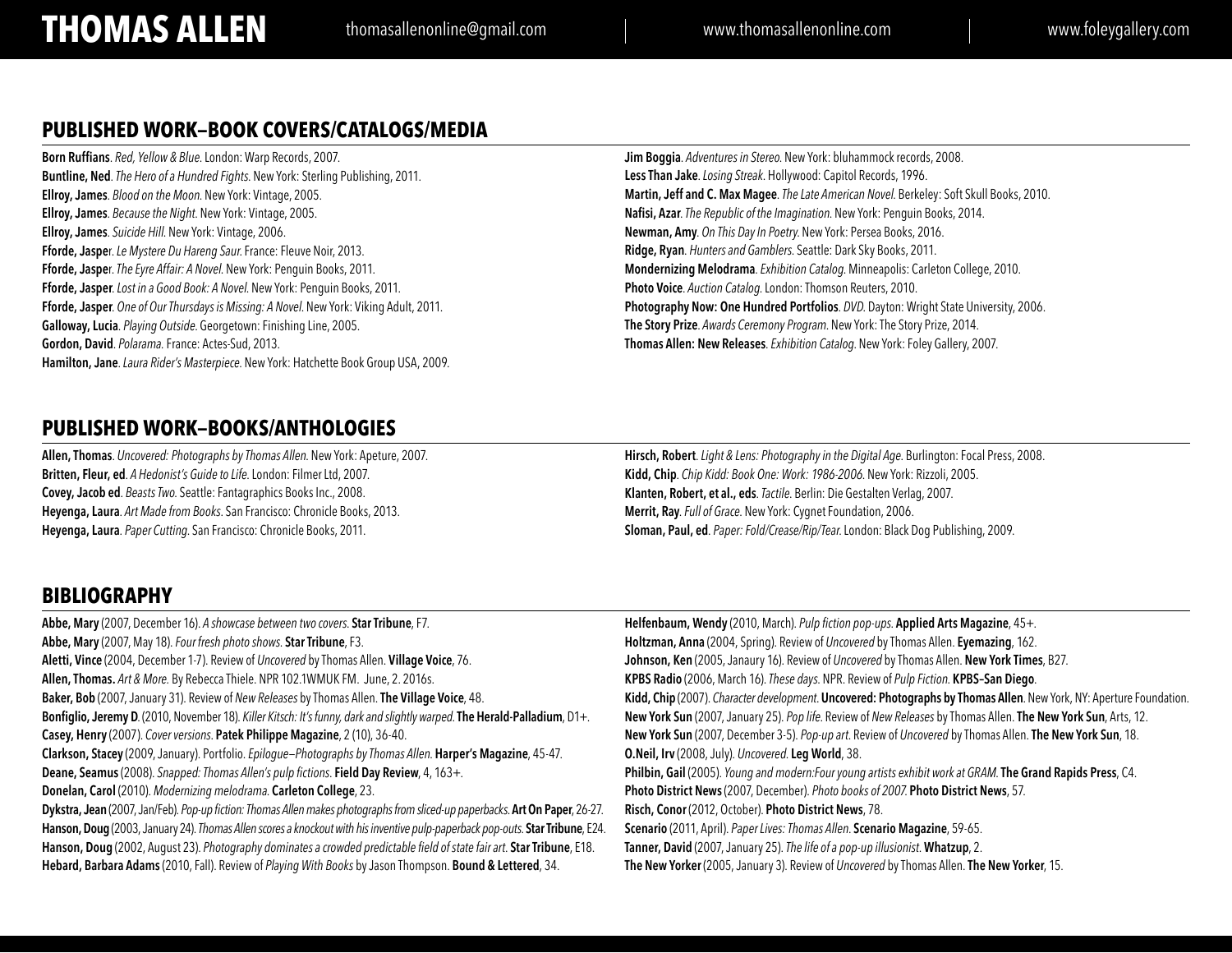# THOMAS ALLEN

thomasallenonline@gmail.com | www.thomasallenonline.com | www.foleygallery.com

## PUBLISHED WORK–BOOK COVERS/CATALOGS/MEDIA

**Born Ruffians**. *Red, Yellow & Blue.* London: Warp Records, 2007.
**Buntline, Ned**. *The Hero of a Hundred Fights.* New York: Sterling Publishing, 2011.
**Ellroy, James**. *Blood on the Moon.* New York: Vintage, 2005.
**Ellroy, James**. *Because the Night.* New York: Vintage, 2005.
**Ellroy, James**. *Suicide Hill.* New York: Vintage, 2006.
**Fforde, Jaspe**r. *Le Mystere Du Hareng Saur.* France: Fleuve Noir, 2013.
**Fforde, Jaspe**r. *The Eyre Affair: A Novel.* New York: Penguin Books, 2011.
**Fforde, Jasper**. *Lost in a Good Book: A Novel.* New York: Penguin Books, 2011.
**Fforde, Jasper**. *One of Our Thursdays is Missing: A Novel.* New York: Viking Adult, 2011.
**Galloway, Lucia**. *Playing Outside.* Georgetown: Finishing Line, 2005.
**Gordon, David**. *Polarama.* France: Actes-Sud, 2013.
**Hamilton, Jane**. *Laura Rider's Masterpiece.* New York: Hatchette Book Group USA, 2009.
**Jim Boggia**. *Adventures in Stereo.* New York: bluhammock records, 2008.
**Less Than Jake**. *Losing Streak.* Hollywood: Capitol Records, 1996.
**Martin, Jeff and C. Max Magee**. *The Late American Novel.* Berkeley: Soft Skull Books, 2010.
**Nafisi, Azar**. *The Republic of the Imagination.* New York: Penguin Books, 2014.
**Newman, Amy**. *On This Day In Poetry.* New York: Persea Books, 2016.
**Ridge, Ryan**. *Hunters and Gamblers.* Seattle: Dark Sky Books, 2011.
**Mondernizing Melodrama**. *Exhibition Catalog.* Minneapolis: Carleton College, 2010.
**Photo Voice**. *Auction Catalog.* London: Thomson Reuters, 2010.
**Photography Now: One Hundred Portfolios**. *DVD.* Dayton: Wright State University, 2006.
**The Story Prize**. *Awards Ceremony Program.* New York: The Story Prize, 2014.
**Thomas Allen: New Releases**. *Exhibition Catalog.* New York: Foley Gallery, 2007.

## PUBLISHED WORK–BOOKS/ANTHOLOGIES

**Allen, Thomas**. *Uncovered: Photographs by Thomas Allen.* New York: Apeture, 2007.
**Britten, Fleur, ed**. *A Hedonist's Guide to Life.* London: Filmer Ltd, 2007.
**Covey, Jacob ed**. *Beasts Two.* Seattle: Fantagraphics Books Inc., 2008.
**Heyenga, Laura**. *Art Made from Books.* San Francisco: Chronicle Books, 2013.
**Heyenga, Laura**. *Paper Cutting.* San Francisco: Chronicle Books, 2011.
**Hirsch, Robert**. *Light & Lens: Photography in the Digital Age.* Burlington: Focal Press, 2008.
**Kidd, Chip**. *Chip Kidd: Book One: Work: 1986-2006.* New York: Rizzoli, 2005.
**Klanten, Robert, et al., eds**. *Tactile.* Berlin: Die Gestalten Verlag, 2007.
**Merrit, Ray**. *Full of Grace.* New York: Cygnet Foundation, 2006.
**Sloman, Paul, ed**. *Paper: Fold/Crease/Rip/Tear.* London: Black Dog Publishing, 2009.

## BIBLIOGRAPHY

**Abbe, Mary** (2007, December 16). *A showcase between two covers.* **Star Tribune**, F7.
**Abbe, Mary** (2007, May 18). *Four fresh photo shows.* **Star Tribune**, F3.
**Aletti, Vince** (2004, December 1-7). Review of *Uncovered* by Thomas Allen. **Village Voice**, 76.
**Allen, Thomas.** *Art & More.* By Rebecca Thiele. NPR 102.1WMUK FM. June, 2. 2016s.
**Baker, Bob** (2007, January 31). Review of *New Releases* by Thomas Allen. **The Village Voice**, 48.
**Bonfiglio, Jeremy D**. (2010, November 18). *Killer Kitsch: It's funny, dark and slightly warped.* **The Herald-Palladium**, D1+.
**Casey, Henry** (2007). *Cover versions.* **Patek Philippe Magazine**, 2 (10), 36-40.
**Clarkson, Stacey** (2009, January). Portfolio. *Epilogue–Photographs by Thomas Allen.* **Harper's Magazine**, 45-47.
**Deane, Seamus** (2008). *Snapped: Thomas Allen's pulp fictions.* **Field Day Review**, 4, 163+.
**Donelan, Carol** (2010). *Modernizing melodrama.* **Carleton College**, 23.
**Dykstra, Jean** (2007, Jan/Feb). *Pop-up fiction: Thomas Allen makes photographs from sliced-up paperbacks.* **Art On Paper**, 26-27.
**Hanson, Doug** (2003, January 24). *Thomas Allen scores a knockout with his inventive pulp-paperback pop-outs.* **Star Tribune**, E24.
**Hanson, Doug** (2002, August 23). *Photography dominates a crowded predictable field of state fair art.* **Star Tribune**, E18.
**Hebard, Barbara Adams** (2010, Fall). Review of *Playing With Books* by Jason Thompson. **Bound & Lettered**, 34.
**Helfenbaum, Wendy** (2010, March). *Pulp fiction pop-ups.* **Applied Arts Magazine**, 45+.
**Holtzman, Anna** (2004, Spring). Review of *Uncovered* by Thomas Allen. **Eyemazing**, 162.
**Johnson, Ken** (2005, Janaury 16). Review of *Uncovered* by Thomas Allen. **New York Times**, B27.
**KPBS Radio** (2006, March 16). *These days.* NPR. Review of *Pulp Fiction.* **KPBS–San Diego**.
**Kidd, Chip** (2007). *Character development.* **Uncovered: Photographs by Thomas Allen**. New York, NY: Aperture Foundation.
**New York Sun** (2007, January 25). *Pop life.* Review of *New Releases* by Thomas Allen. **The New York Sun**, Arts, 12.
**New York Sun** (2007, December 3-5). *Pop-up art.* Review of *Uncovered* by Thomas Allen. **The New York Sun**, 18.
**O.Neil, Irv** (2008, July). *Uncovered.* **Leg World**, 38.
**Philbin, Gail** (2005). *Young and modern:Four young artists exhibit work at GRAM.* **The Grand Rapids Press**, C4.
**Photo District News** (2007, December). *Photo books of 2007.* **Photo District News**, 57.
**Risch, Conor** (2012, October). **Photo District News**, 78.
**Scenario** (2011, April). *Paper Lives: Thomas Allen.* **Scenario Magazine**, 59-65.
**Tanner, David** (2007, January 25). *The life of a pop-up illusionist.* **Whatzup**, 2.
**The New Yorker** (2005, January 3). Review of *Uncovered* by Thomas Allen. **The New Yorker**, 15.